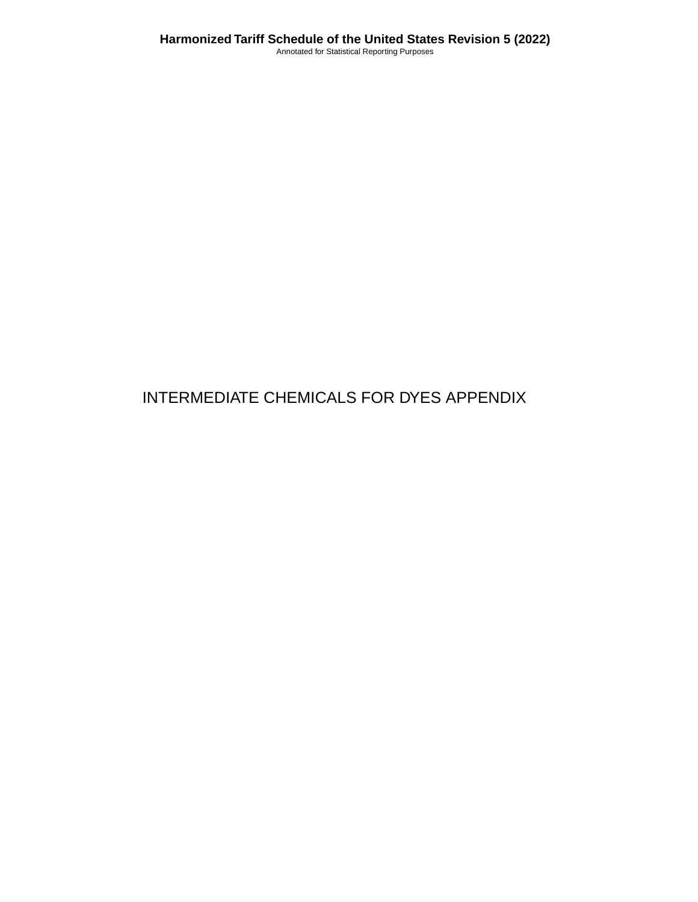# INTERMEDIATE CHEMICALS FOR DYES APPENDIX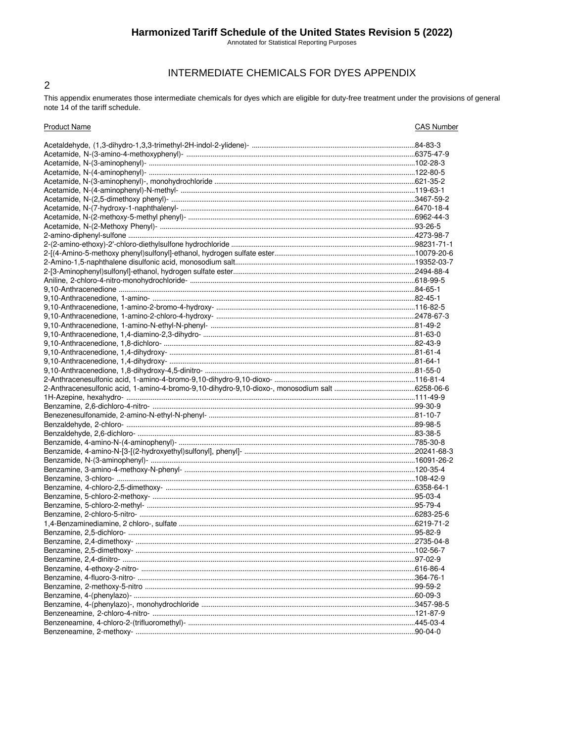# INTERMEDIATE CHEMICALS FOR DYES APPENDIX

This appendix enumerates those intermediate chemicals for dyes which are eligible for duty-free treatment under the provisions of general note 14 of the tariff schedule.

| Product Name | CAS Number |
|---|---|
| Acetaldehyde, (1,3-dihydro-1,3,3-trimethyl-2H-indol-2-ylidene)- | 84-83-3 |
| Acetamide, N-(3-amino-4-methoxyphenyl)- | 6375-47-9 |
| Acetamide, N-(3-aminophenyl)- | 102-28-3 |
| Acetamide, N-(4-aminophenyl)- | 122-80-5 |
| Acetamide, N-(3-aminophenyl)-, monohydrochloride | 621-35-2 |
| Acetamide, N-(4-aminophenyl)-N-methyl- | 119-63-1 |
| Acetamide, N-(2,5-dimethoxy phenyl)- | 3467-59-2 |
| Acetamide, N-(7-hydroxy-1-naphthalenyl- | 6470-18-4 |
| Acetamide, N-(2-methoxy-5-methyl phenyl)- | 6962-44-3 |
| Acetamide, N-(2-Methoxy Phenyl)- | 93-26-5 |
| 2-amino-diphenyl-sulfone | 4273-98-7 |
| 2-(2-amino-ethoxy)-2'-chloro-diethylsulfone hydrochloride | 98231-71-1 |
| 2-[(4-Amino-5-methoxy phenyl)sulfonyl]-ethanol, hydrogen sulfate ester | 10079-20-6 |
| 2-Amino-1,5-naphthalene disulfonic acid, monosodium salt | 19352-03-7 |
| 2-[3-Aminophenyl)sulfonyl]-ethanol, hydrogen sulfate ester | 2494-88-4 |
| Aniline, 2-chloro-4-nitro-monohydrochloride- | 618-99-5 |
| 9,10-Anthracenedione | 84-65-1 |
| 9,10-Anthracenedione, 1-amino- | 82-45-1 |
| 9,10-Anthracenedione, 1-amino-2-bromo-4-hydroxy- | 116-82-5 |
| 9,10-Anthracenedione, 1-amino-2-chloro-4-hydroxy- | 2478-67-3 |
| 9,10-Anthracenedione, 1-amino-N-ethyl-N-phenyl- | 81-49-2 |
| 9,10-Anthracenedione, 1,4-diamino-2,3-dihydro- | 81-63-0 |
| 9,10-Anthracenedione, 1,8-dichloro- | 82-43-9 |
| 9,10-Anthracenedione, 1,4-dihydroxy- | 81-61-4 |
| 9,10-Anthracenedione, 1,4-dihydroxy- | 81-64-1 |
| 9,10-Anthracenedione, 1,8-dihydroxy-4,5-dinitro- | 81-55-0 |
| 2-Anthracenesulfonic acid, 1-amino-4-bromo-9,10-dihydro-9,10-dioxo- | 116-81-4 |
| 2-Anthracenesulfonic acid, 1-amino-4-bromo-9,10-dihydro-9,10-dioxo-, monosodium salt | 6258-06-6 |
| 1H-Azepine, hexahydro- | 111-49-9 |
| Benzamine, 2,6-dichloro-4-nitro- | 99-30-9 |
| Benezenesulfonamide, 2-amino-N-ethyl-N-phenyl- | 81-10-7 |
| Benzaldehyde, 2-chloro- | 89-98-5 |
| Benzaldehyde, 2,6-dichloro- | 83-38-5 |
| Benzamide, 4-amino-N-(4-aminophenyl)- | 785-30-8 |
| Benzamide, 4-amino-N-[3-[(2-hydroxyethyl)sulfonyl], phenyl]- | 20241-68-3 |
| Benzamide, N-(3-aminophenyl)- | 16091-26-2 |
| Benzamine, 3-amino-4-methoxy-N-phenyl- | 120-35-4 |
| Benzamine, 3-chloro- | 108-42-9 |
| Benzamine, 4-chloro-2,5-dimethoxy- | 6358-64-1 |
| Benzamine, 5-chloro-2-methoxy- | 95-03-4 |
| Benzamine, 5-chloro-2-methyl- | 95-79-4 |
| Benzamine, 2-chloro-5-nitro- | 6283-25-6 |
| 1,4-Benzaminediamine, 2 chloro-, sulfate | 6219-71-2 |
| Benzamine, 2,5-dichloro- | 95-82-9 |
| Benzamine, 2,4-dimethoxy- | 2735-04-8 |
| Benzamine, 2,5-dimethoxy- | 102-56-7 |
| Benzamine, 2,4-dinitro- | 97-02-9 |
| Benzamine, 4-ethoxy-2-nitro- | 616-86-4 |
| Benzamine, 4-fluoro-3-nitro- | 364-76-1 |
| Benzamine, 2-methoxy-5-nitro | 99-59-2 |
| Benzamine, 4-(phenylazo)- | 60-09-3 |
| Benzamine, 4-(phenylazo)-, monohydrochloride | 3457-98-5 |
| Benzeneamine, 2-chloro-4-nitro- | 121-87-9 |
| Benzeneamine, 4-chloro-2-(trifluoromethyl)- | 445-03-4 |
| Benzeneamine, 2-methoxy- | 90-04-0 |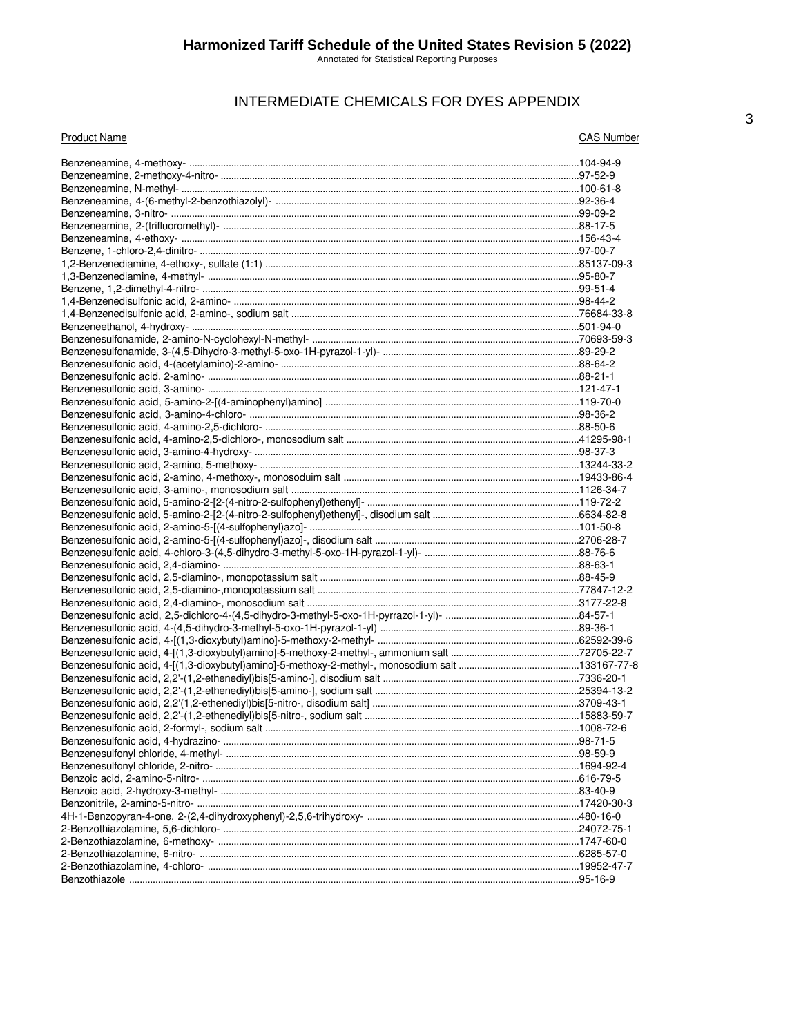# INTERMEDIATE CHEMICALS FOR DYES APPENDIX

| Product Name | CAS Number |
|---|---|
| Benzeneamine, 4-methoxy- | 104-94-9 |
| Benzeneamine, 2-methoxy-4-nitro- | 97-52-9 |
| Benzeneamine, N-methyl- | 100-61-8 |
| Benzeneamine, 4-(6-methyl-2-benzothiazolyl)- | 92-36-4 |
| Benzeneamine, 3-nitro- | 99-09-2 |
| Benzeneamine, 2-(trifluoromethyl)- | 88-17-5 |
| Benzeneamine, 4-ethoxy- | 156-43-4 |
| Benzene, 1-chloro-2,4-dinitro- | 97-00-7 |
| 1,2-Benzenediamine, 4-ethoxy-, sulfate (1:1) | 85137-09-3 |
| 1,3-Benzenediamine, 4-methyl- | 95-80-7 |
| Benzene, 1,2-dimethyl-4-nitro- | 99-51-4 |
| 1,4-Benzenedisulfonic acid, 2-amino- | 98-44-2 |
| 1,4-Benzenedisulfonic acid, 2-amino-, sodium salt | 76684-33-8 |
| Benzeneethanol, 4-hydroxy- | 501-94-0 |
| Benzenesulfonamide, 2-amino-N-cyclohexyl-N-methyl- | 70693-59-3 |
| Benzenesulfonamide, 3-(4,5-Dihydro-3-methyl-5-oxo-1H-pyrazol-1-yl)- | 89-29-2 |
| Benzenesulfonic acid, 4-(acetylamino)-2-amino- | 88-64-2 |
| Benzenesulfonic acid, 2-amino- | 88-21-1 |
| Benzenesulfonic acid, 3-amino- | 121-47-1 |
| Benzenesulfonic acid, 5-amino-2-[(4-aminophenyl)amino] | 119-70-0 |
| Benzenesulfonic acid, 3-amino-4-chloro- | 98-36-2 |
| Benzenesulfonic acid, 4-amino-2,5-dichloro- | 88-50-6 |
| Benzenesulfonic acid, 4-amino-2,5-dichloro-, monosodium salt | 41295-98-1 |
| Benzenesulfonic acid, 3-amino-4-hydroxy- | 98-37-3 |
| Benzenesulfonic acid, 2-amino, 5-methoxy- | 13244-33-2 |
| Benzenesulfonic acid, 2-amino, 4-methoxy-, monosoduim salt | 19433-86-4 |
| Benzenesulfonic acid, 3-amino-, monosodium salt | 1126-34-7 |
| Benzenesulfonic acid, 5-amino-2-[2-(4-nitro-2-sulfophenyl)ethenyl]- | 119-72-2 |
| Benzenesulfonic acid, 5-amino-2-[2-(4-nitro-2-sulfophenyl)ethenyl]-, disodium salt | 6634-82-8 |
| Benzenesulfonic acid, 2-amino-5-[(4-sulfophenyl)azo]- | 101-50-8 |
| Benzenesulfonic acid, 2-amino-5-[(4-sulfophenyl)azo]-, disodium salt | 2706-28-7 |
| Benzenesulfonic acid, 4-chloro-3-(4,5-dihydro-3-methyl-5-oxo-1H-pyrazol-1-yl)- | 88-76-6 |
| Benzenesulfonic acid, 2,4-diamino- | 88-63-1 |
| Benzenesulfonic acid, 2,5-diamino-, monopotassium salt | 88-45-9 |
| Benzenesulfonic acid, 2,5-diamino-,monopotassium salt | 77847-12-2 |
| Benzenesulfonic acid, 2,4-diamino-, monosodium salt | 3177-22-8 |
| Benzenesulfonic acid, 2,5-dichloro-4-(4,5-dihydro-3-methyl-5-oxo-1H-pyrrazol-1-yl)- | 84-57-1 |
| Benzenesulfonic acid, 4-(4,5-dihydro-3-methyl-5-oxo-1H-pyrazol-1-yl) | 89-36-1 |
| Benzenesulfonic acid, 4-[(1,3-dioxybutyl)amino]-5-methoxy-2-methyl- | 62592-39-6 |
| Benzenesulfonic acid, 4-[(1,3-dioxybutyl)amino]-5-methoxy-2-methyl-, ammonium salt | 72705-22-7 |
| Benzenesulfonic acid, 4-[(1,3-dioxybutyl)amino]-5-methoxy-2-methyl-, monosodium salt | 133167-77-8 |
| Benzenesulfonic acid, 2,2'-(1,2-ethenediyl)bis[5-amino-], disodium salt | 7336-20-1 |
| Benzenesulfonic acid, 2,2'-(1,2-ethenediyl)bis[5-amino-], sodium salt | 25394-13-2 |
| Benzenesulfonic acid, 2,2'(1,2-ethenediyl)bis[5-nitro-, disodium salt] | 3709-43-1 |
| Benzenesulfonic acid, 2,2'-(1,2-ethenediyl)bis[5-nitro-, sodium salt | 15883-59-7 |
| Benzenesulfonic acid, 2-formyl-, sodium salt | 1008-72-6 |
| Benzenesulfonic acid, 4-hydrazino- | 98-71-5 |
| Benzenesulfonyl chloride, 4-methyl- | 98-59-9 |
| Benzenesulfonyl chloride, 2-nitro- | 1694-92-4 |
| Benzoic acid, 2-amino-5-nitro- | 616-79-5 |
| Benzoic acid, 2-hydroxy-3-methyl- | 83-40-9 |
| Benzonitrile, 2-amino-5-nitro- | 17420-30-3 |
| 4H-1-Benzopyran-4-one, 2-(2,4-dihydroxyphenyl)-2,5,6-trihydroxy- | 480-16-0 |
| 2-Benzothiazolamine, 5,6-dichloro- | 24072-75-1 |
| 2-Benzothiazolamine, 6-methoxy- | 1747-60-0 |
| 2-Benzothiazolamine, 6-nitro- | 6285-57-0 |
| 2-Benzothiazolamine, 4-chloro- | 19952-47-7 |
| Benzothiazole | 95-16-9 |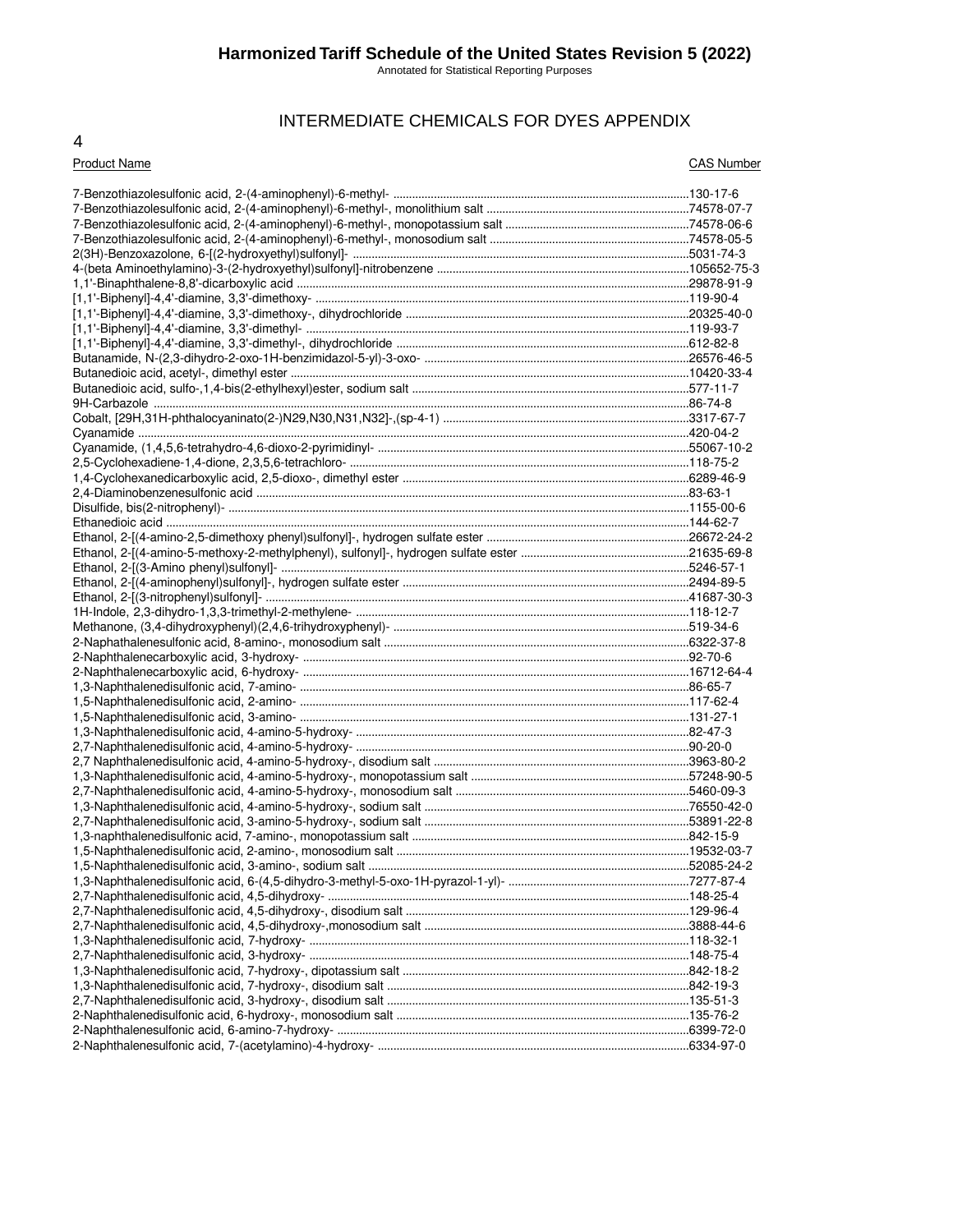## INTERMEDIATE CHEMICALS FOR DYES APPENDIX

| Product Name | CAS Number |
|---|---|
| 7-Benzothiazolesulfonic acid, 2-(4-aminophenyl)-6-methyl- | 130-17-6 |
| 7-Benzothiazolesulfonic acid, 2-(4-aminophenyl)-6-methyl-, monolithium salt | 74578-07-7 |
| 7-Benzothiazolesulfonic acid, 2-(4-aminophenyl)-6-methyl-, monopotassium salt | 74578-06-6 |
| 7-Benzothiazolesulfonic acid, 2-(4-aminophenyl)-6-methyl-, monosodium salt | 74578-05-5 |
| 2(3H)-Benzoxazolone, 6-[(2-hydroxyethyl)sulfonyl]- | 5031-74-3 |
| 4-(beta Aminoethylamino)-3-(2-hydroxyethyl)sulfonyl]-nitrobenzene | 105652-75-3 |
| 1,1'-Binaphthalene-8,8'-dicarboxylic acid | 29878-91-9 |
| [1,1'-Biphenyl]-4,4'-diamine, 3,3'-dimethoxy- | 119-90-4 |
| [1,1'-Biphenyl]-4,4'-diamine, 3,3'-dimethoxy-, dihydrochloride | 20325-40-0 |
| [1,1'-Biphenyl]-4,4'-diamine, 3,3'-dimethyl- | 119-93-7 |
| [1,1'-Biphenyl]-4,4'-diamine, 3,3'-dimethyl-, dihydrochloride | 612-82-8 |
| Butanamide, N-(2,3-dihydro-2-oxo-1H-benzimidazol-5-yl)-3-oxo- | 26576-46-5 |
| Butanedioic acid, acetyl-, dimethyl ester | 10420-33-4 |
| Butanedioic acid, sulfo-,1,4-bis(2-ethylhexyl)ester, sodium salt | 577-11-7 |
| 9H-Carbazole | 86-74-8 |
| Cobalt, [29H,31H-phthalocyaninato(2-)N29,N30,N31,N32]-,(sp-4-1) | 3317-67-7 |
| Cyanamide | 420-04-2 |
| Cyanamide, (1,4,5,6-tetrahydro-4,6-dioxo-2-pyrimidinyl- | 55067-10-2 |
| 2,5-Cyclohexadiene-1,4-dione, 2,3,5,6-tetrachloro- | 118-75-2 |
| 1,4-Cyclohexanedicarboxylic acid, 2,5-dioxo-, dimethyl ester | 6289-46-9 |
| 2,4-Diaminobenzenesulfonic acid | 83-63-1 |
| Disulfide, bis(2-nitrophenyl)- | 1155-00-6 |
| Ethanedioic acid | 144-62-7 |
| Ethanol, 2-[(4-amino-2,5-dimethoxy phenyl)sulfonyl]-, hydrogen sulfate ester | 26672-24-2 |
| Ethanol, 2-[(4-amino-5-methoxy-2-methylphenyl), sulfonyl]-, hydrogen sulfate ester | 21635-69-8 |
| Ethanol, 2-[(3-Amino phenyl)sulfonyl]- | 5246-57-1 |
| Ethanol, 2-[(4-aminophenyl)sulfonyl]-, hydrogen sulfate ester | 2494-89-5 |
| Ethanol, 2-[(3-nitrophenyl)sulfonyl]- | 41687-30-3 |
| 1H-Indole, 2,3-dihydro-1,3,3-trimethyl-2-methylene- | 118-12-7 |
| Methanone, (3,4-dihydroxyphenyl)(2,4,6-trihydroxyphenyl)- | 519-34-6 |
| 2-Naphathalenesulfonic acid, 8-amino-, monosodium salt | 6322-37-8 |
| 2-Naphthalenecarboxylic acid, 3-hydroxy- | 92-70-6 |
| 2-Naphthalenecarboxylic acid, 6-hydroxy- | 16712-64-4 |
| 1,3-Naphthalenedisulfonic acid, 7-amino- | 86-65-7 |
| 1,5-Naphthalenedisulfonic acid, 2-amino- | 117-62-4 |
| 1,5-Naphthalenedisulfonic acid, 3-amino- | 131-27-1 |
| 1,3-Naphthalenedisulfonic acid, 4-amino-5-hydroxy- | 82-47-3 |
| 2,7-Naphthalenedisulfonic acid, 4-amino-5-hydroxy- | 90-20-0 |
| 2,7 Naphthalenedisulfonic acid, 4-amino-5-hydroxy-, disodium salt | 3963-80-2 |
| 1,3-Naphthalenedisulfonic acid, 4-amino-5-hydroxy-, monopotassium salt | 57248-90-5 |
| 2,7-Naphthalenedisulfonic acid, 4-amino-5-hydroxy-, monosodium salt | 5460-09-3 |
| 1,3-Naphthalenedisulfonic acid, 4-amino-5-hydroxy-, sodium salt | 76550-42-0 |
| 2,7-Naphthalenedisulfonic acid, 3-amino-5-hydroxy-, sodium salt | 53891-22-8 |
| 1,3-naphthalenedisulfonic acid, 7-amino-, monopotassium salt | 842-15-9 |
| 1,5-Naphthalenedisulfonic acid, 2-amino-, monosodium salt | 19532-03-7 |
| 1,5-Naphthalenedisulfonic acid, 3-amino-, sodium salt | 52085-24-2 |
| 1,3-Naphthalenedisulfonic acid, 6-(4,5-dihydro-3-methyl-5-oxo-1H-pyrazol-1-yl)- | 7277-87-4 |
| 2,7-Naphthalenedisulfonic acid, 4,5-dihydroxy- | 148-25-4 |
| 2,7-Naphthalenedisulfonic acid, 4,5-dihydroxy-, disodium salt | 129-96-4 |
| 2,7-Naphthalenedisulfonic acid, 4,5-dihydroxy-,monosodium salt | 3888-44-6 |
| 1,3-Naphthalenedisulfonic acid, 7-hydroxy- | 118-32-1 |
| 2,7-Naphthalenedisulfonic acid, 3-hydroxy- | 148-75-4 |
| 1,3-Naphthalenedisulfonic acid, 7-hydroxy-, dipotassium salt | 842-18-2 |
| 1,3-Naphthalenedisulfonic acid, 7-hydroxy-, disodium salt | 842-19-3 |
| 2,7-Naphthalenedisulfonic acid, 3-hydroxy-, disodium salt | 135-51-3 |
| 2-Naphthalenedisulfonic acid, 6-hydroxy-, monosodium salt | 135-76-2 |
| 2-Naphthalenesulfonic acid, 6-amino-7-hydroxy- | 6399-72-0 |
| 2-Naphthalenesulfonic acid, 7-(acetylamino)-4-hydroxy- | 6334-97-0 |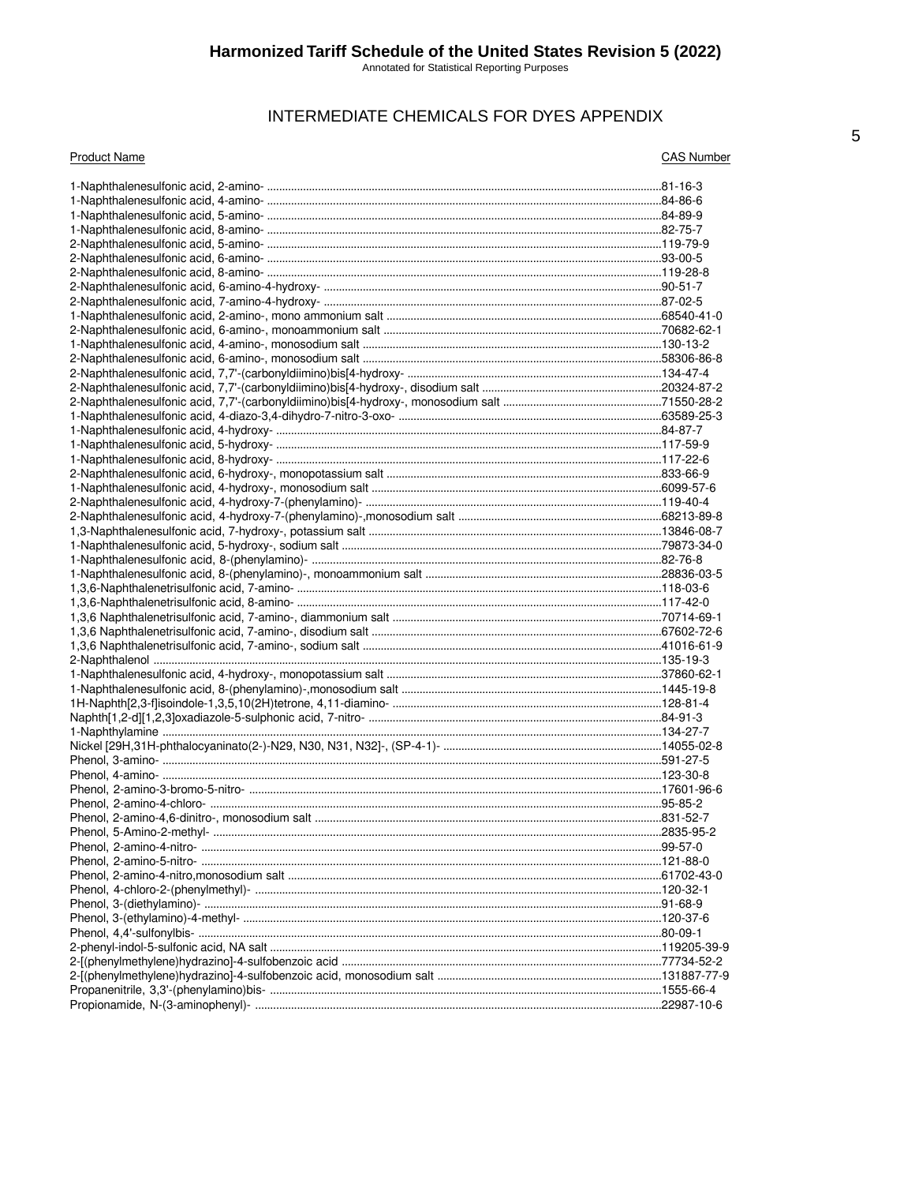## INTERMEDIATE CHEMICALS FOR DYES APPENDIX

| Product Name | CAS Number |
|---|---|
| 1-Naphthalenesulfonic acid, 2-amino- | 81-16-3 |
| 1-Naphthalenesulfonic acid, 4-amino- | 84-86-6 |
| 1-Naphthalenesulfonic acid, 5-amino- | 84-89-9 |
| 1-Naphthalenesulfonic acid, 8-amino- | 82-75-7 |
| 2-Naphthalenesulfonic acid, 5-amino- | 119-79-9 |
| 2-Naphthalenesulfonic acid, 6-amino- | 93-00-5 |
| 2-Naphthalenesulfonic acid, 8-amino- | 119-28-8 |
| 2-Naphthalenesulfonic acid, 6-amino-4-hydroxy- | 90-51-7 |
| 2-Naphthalenesulfonic acid, 7-amino-4-hydroxy- | 87-02-5 |
| 1-Naphthalenesulfonic acid, 2-amino-, mono ammonium salt | 68540-41-0 |
| 2-Naphthalenesulfonic acid, 6-amino-, monoammonium salt | 70682-62-1 |
| 1-Naphthalenesulfonic acid, 4-amino-, monosodium salt | 130-13-2 |
| 2-Naphthalenesulfonic acid, 6-amino-, monosodium salt | 58306-86-8 |
| 2-Naphthalenesulfonic acid, 7,7'-(carbonyldiimino)bis[4-hydroxy- | 134-47-4 |
| 2-Naphthalenesulfonic acid, 7,7'-(carbonyldiimino)bis[4-hydroxy-, disodium salt | 20324-87-2 |
| 2-Naphthalenesulfonic acid, 7,7'-(carbonyldiimino)bis[4-hydroxy-, monosodium salt | 71550-28-2 |
| 1-Naphthalenesulfonic acid, 4-diazo-3,4-dihydro-7-nitro-3-oxo- | 63589-25-3 |
| 1-Naphthalenesulfonic acid, 4-hydroxy- | 84-87-7 |
| 1-Naphthalenesulfonic acid, 5-hydroxy- | 117-59-9 |
| 1-Naphthalenesulfonic acid, 8-hydroxy- | 117-22-6 |
| 2-Naphthalenesulfonic acid, 6-hydroxy-, monopotassium salt | 833-66-9 |
| 1-Naphthalenesulfonic acid, 4-hydroxy-, monosodium salt | 6099-57-6 |
| 2-Naphthalenesulfonic acid, 4-hydroxy-7-(phenylamino)- | 119-40-4 |
| 2-Naphthalenesulfonic acid, 4-hydroxy-7-(phenylamino)-,monosodium salt | 68213-89-8 |
| 1,3-Naphthalenesulfonic acid, 7-hydroxy-, potassium salt | 13846-08-7 |
| 1-Naphthalenesulfonic acid, 5-hydroxy-, sodium salt | 79873-34-0 |
| 1-Naphthalenesulfonic acid, 8-(phenylamino)- | 82-76-8 |
| 1-Naphthalenesulfonic acid, 8-(phenylamino)-, monoammonium salt | 28836-03-5 |
| 1,3,6-Naphthalenetrisulfonic acid, 7-amino- | 118-03-6 |
| 1,3,6-Naphthalenetrisulfonic acid, 8-amino- | 117-42-0 |
| 1,3,6 Naphthalenetrisulfonic acid, 7-amino-, diammonium salt | 70714-69-1 |
| 1,3,6 Naphthalenetrisulfonic acid, 7-amino-, disodium salt | 67602-72-6 |
| 1,3,6 Naphthalenetrisulfonic acid, 7-amino-, sodium salt | 41016-61-9 |
| 2-Naphthalenol | 135-19-3 |
| 1-Naphthalenesulfonic acid, 4-hydroxy-, monopotassium salt | 37860-62-1 |
| 1-Naphthalenesulfonic acid, 8-(phenylamino)-,monosodium salt | 1445-19-8 |
| 1H-Naphth[2,3-f]isoindole-1,3,5,10(2H)tetrone, 4,11-diamino- | 128-81-4 |
| Naphth[1,2-d][1,2,3]oxadiazole-5-sulphonic acid, 7-nitro- | 84-91-3 |
| 1-Naphthylamine | 134-27-7 |
| Nickel [29H,31H-phthalocyaninato(2-)-N29, N30, N31, N32]-, (SP-4-1)- | 14055-02-8 |
| Phenol, 3-amino- | 591-27-5 |
| Phenol, 4-amino- | 123-30-8 |
| Phenol, 2-amino-3-bromo-5-nitro- | 17601-96-6 |
| Phenol, 2-amino-4-chloro- | 95-85-2 |
| Phenol, 2-amino-4,6-dinitro-, monosodium salt | 831-52-7 |
| Phenol, 5-Amino-2-methyl- | 2835-95-2 |
| Phenol, 2-amino-4-nitro- | 99-57-0 |
| Phenol, 2-amino-5-nitro- | 121-88-0 |
| Phenol, 2-amino-4-nitro,monosodium salt | 61702-43-0 |
| Phenol, 4-chloro-2-(phenylmethyl)- | 120-32-1 |
| Phenol, 3-(diethylamino)- | 91-68-9 |
| Phenol, 3-(ethylamino)-4-methyl- | 120-37-6 |
| Phenol, 4,4'-sulfonylbis- | 80-09-1 |
| 2-phenyl-indol-5-sulfonic acid, NA salt | 119205-39-9 |
| 2-[(phenylmethylene)hydrazino]-4-sulfobenzoic acid | 77734-52-2 |
| 2-[(phenylmethylene)hydrazino]-4-sulfobenzoic acid, monosodium salt | 131887-77-9 |
| Propanenitrile, 3,3'-(phenylamino)bis- | 1555-66-4 |
| Propionamide, N-(3-aminophenyl)- | 22987-10-6 |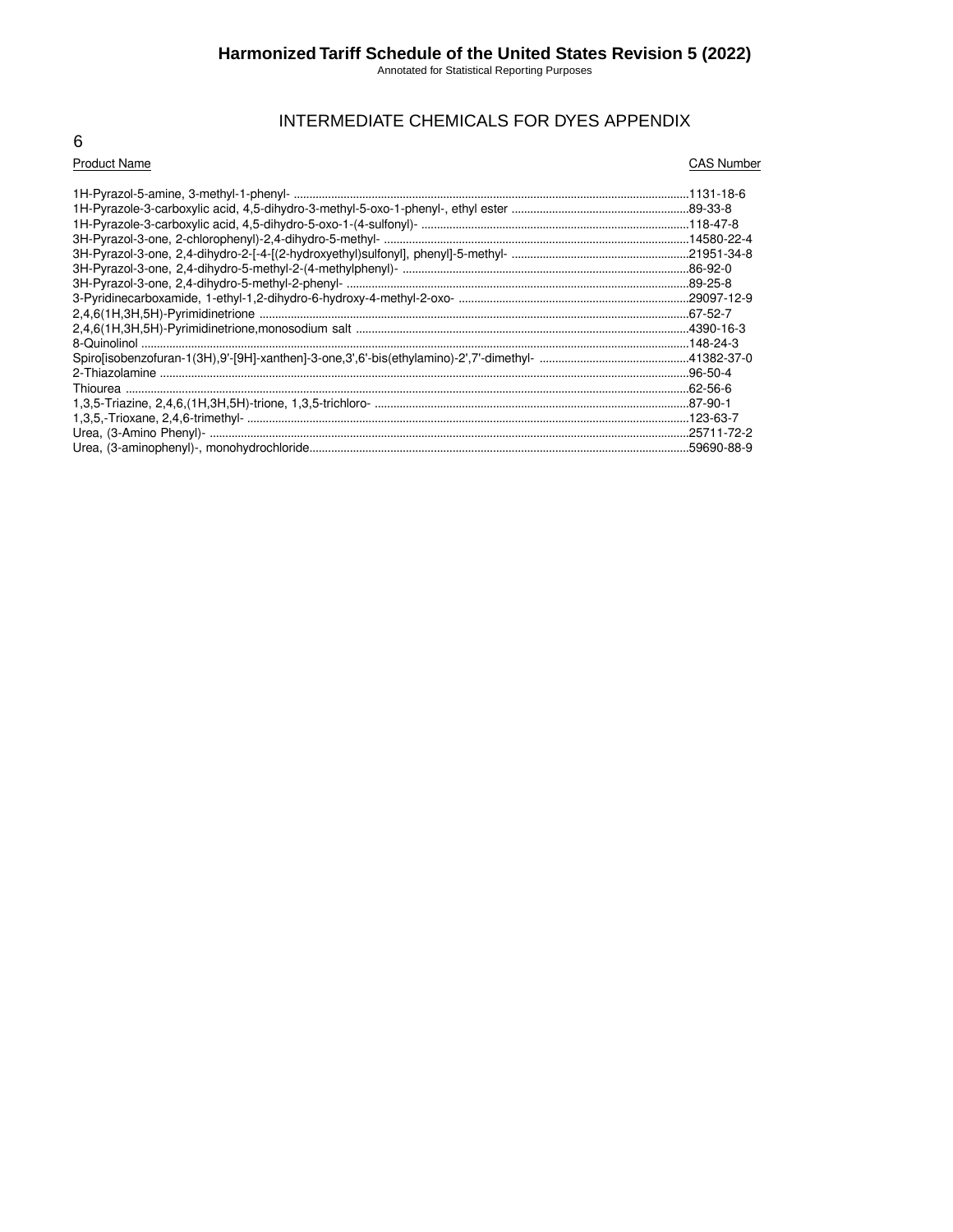# INTERMEDIATE CHEMICALS FOR DYES APPENDIX

| Product Name | CAS Number |
|---|---|
| 1H-Pyrazol-5-amine, 3-methyl-1-phenyl- | 1131-18-6 |
| 1H-Pyrazole-3-carboxylic acid, 4,5-dihydro-3-methyl-5-oxo-1-phenyl-, ethyl ester | 89-33-8 |
| 1H-Pyrazole-3-carboxylic acid, 4,5-dihydro-5-oxo-1-(4-sulfonyl)- | 118-47-8 |
| 3H-Pyrazol-3-one, 2-chlorophenyl)-2,4-dihydro-5-methyl- | 14580-22-4 |
| 3H-Pyrazol-3-one, 2,4-dihydro-2-[-4-[(2-hydroxyethyl)sulfonyl], phenyl]-5-methyl- | 21951-34-8 |
| 3H-Pyrazol-3-one, 2,4-dihydro-5-methyl-2-(4-methylphenyl)- | 86-92-0 |
| 3H-Pyrazol-3-one, 2,4-dihydro-5-methyl-2-phenyl- | 89-25-8 |
| 3-Pyridinecarboxamide, 1-ethyl-1,2-dihydro-6-hydroxy-4-methyl-2-oxo- | 29097-12-9 |
| 2,4,6(1H,3H,5H)-Pyrimidinetrione | 67-52-7 |
| 2,4,6(1H,3H,5H)-Pyrimidinetrione,monosodium salt | 4390-16-3 |
| 8-Quinolinol | 148-24-3 |
| Spiro[isobenzofuran-1(3H),9'-[9H]-xanthen]-3-one,3',6'-bis(ethylamino)-2',7'-dimethyl- | 41382-37-0 |
| 2-Thiazolamine | 96-50-4 |
| Thiourea | 62-56-6 |
| 1,3,5-Triazine, 2,4,6,(1H,3H,5H)-trione, 1,3,5-trichloro- | 87-90-1 |
| 1,3,5,-Trioxane, 2,4,6-trimethyl- | 123-63-7 |
| Urea, (3-Amino Phenyl)- | 25711-72-2 |
| Urea, (3-aminophenyl)-, monohydrochloride | 59690-88-9 |